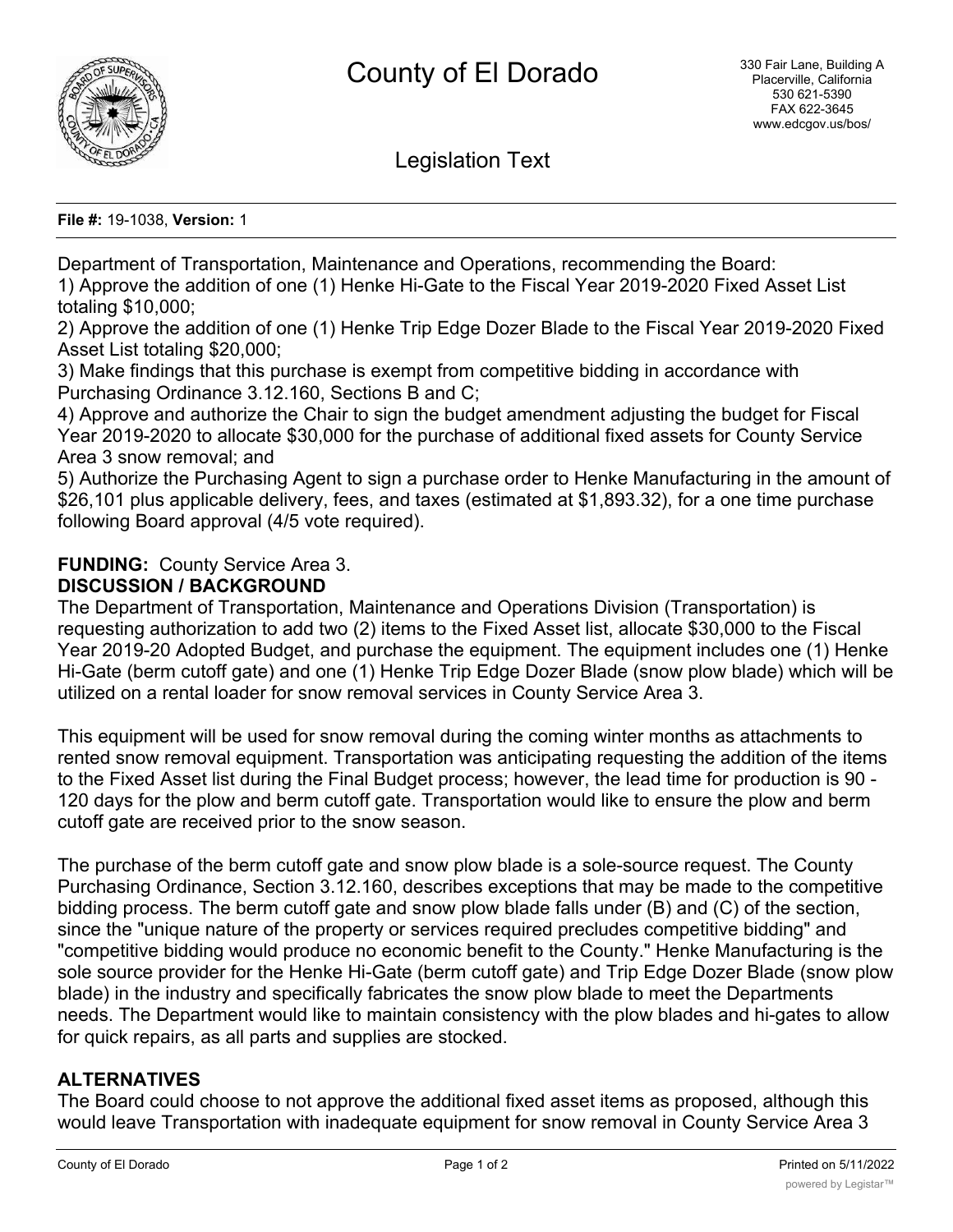# County of El Dorado

330 Fair Lane, Building A
Placerville, California
530 621-5390
FAX 622-3645
www.edcgov.us/bos/

## Legislation Text

**File #:** 19-1038, **Version:** 1

Department of Transportation, Maintenance and Operations, recommending the Board:
1) Approve the addition of one (1) Henke Hi-Gate to the Fiscal Year 2019-2020 Fixed Asset List totaling $10,000;
2) Approve the addition of one (1) Henke Trip Edge Dozer Blade to the Fiscal Year 2019-2020 Fixed Asset List totaling $20,000;
3) Make findings that this purchase is exempt from competitive bidding in accordance with Purchasing Ordinance 3.12.160, Sections B and C;
4) Approve and authorize the Chair to sign the budget amendment adjusting the budget for Fiscal Year 2019-2020 to allocate $30,000 for the purchase of additional fixed assets for County Service Area 3 snow removal; and
5) Authorize the Purchasing Agent to sign a purchase order to Henke Manufacturing in the amount of $26,101 plus applicable delivery, fees, and taxes (estimated at $1,893.32), for a one time purchase following Board approval (4/5 vote required).

**FUNDING:** County Service Area 3.

**DISCUSSION / BACKGROUND**

The Department of Transportation, Maintenance and Operations Division (Transportation) is requesting authorization to add two (2) items to the Fixed Asset list, allocate $30,000 to the Fiscal Year 2019-20 Adopted Budget, and purchase the equipment. The equipment includes one (1) Henke Hi-Gate (berm cutoff gate) and one (1) Henke Trip Edge Dozer Blade (snow plow blade) which will be utilized on a rental loader for snow removal services in County Service Area 3.

This equipment will be used for snow removal during the coming winter months as attachments to rented snow removal equipment. Transportation was anticipating requesting the addition of the items to the Fixed Asset list during the Final Budget process; however, the lead time for production is 90 - 120 days for the plow and berm cutoff gate. Transportation would like to ensure the plow and berm cutoff gate are received prior to the snow season.

The purchase of the berm cutoff gate and snow plow blade is a sole-source request. The County Purchasing Ordinance, Section 3.12.160, describes exceptions that may be made to the competitive bidding process. The berm cutoff gate and snow plow blade falls under (B) and (C) of the section, since the "unique nature of the property or services required precludes competitive bidding" and "competitive bidding would produce no economic benefit to the County." Henke Manufacturing is the sole source provider for the Henke Hi-Gate (berm cutoff gate) and Trip Edge Dozer Blade (snow plow blade) in the industry and specifically fabricates the snow plow blade to meet the Departments needs. The Department would like to maintain consistency with the plow blades and hi-gates to allow for quick repairs, as all parts and supplies are stocked.

**ALTERNATIVES**

The Board could choose to not approve the additional fixed asset items as proposed, although this would leave Transportation with inadequate equipment for snow removal in County Service Area 3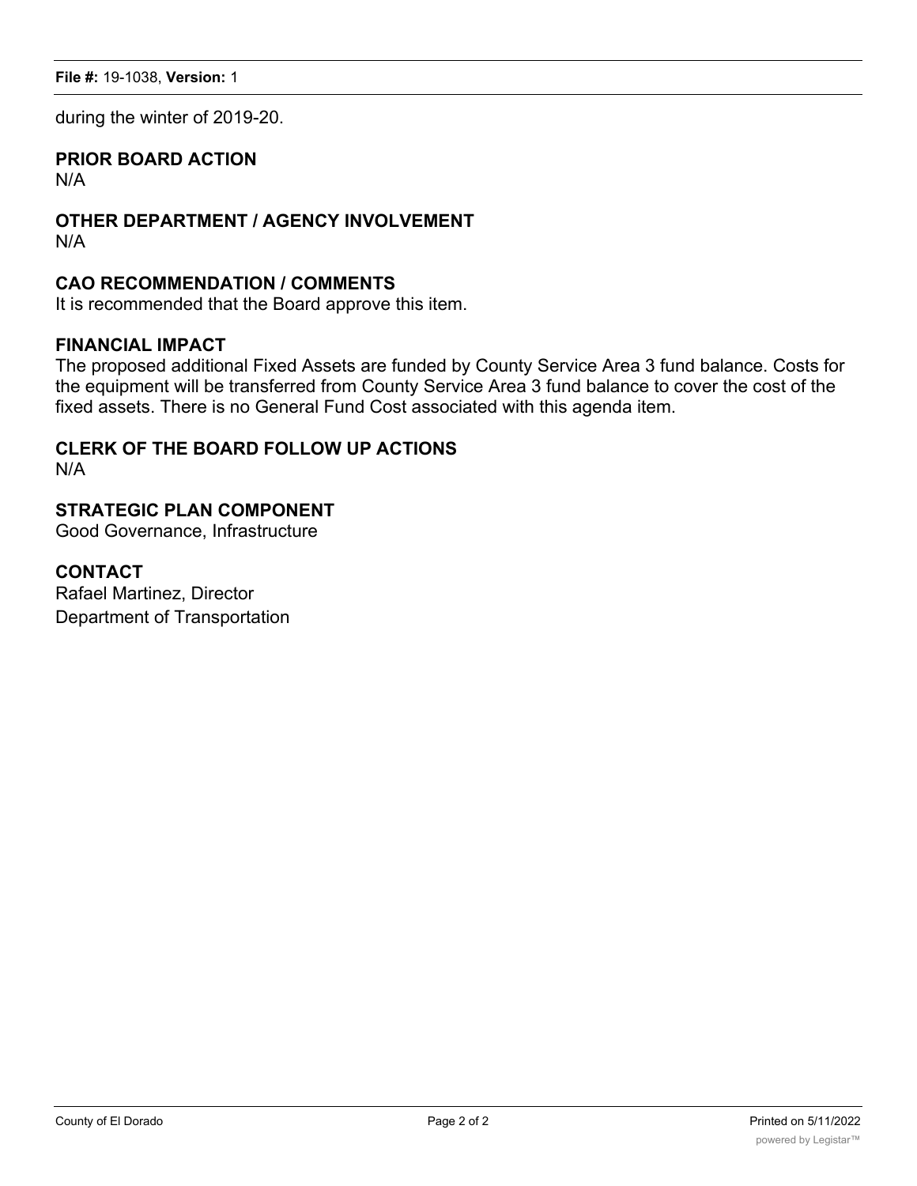during the winter of 2019-20.

**PRIOR BOARD ACTION**

N/A

**OTHER DEPARTMENT / AGENCY INVOLVEMENT**

N/A

**CAO RECOMMENDATION / COMMENTS**

It is recommended that the Board approve this item.

**FINANCIAL IMPACT**

The proposed additional Fixed Assets are funded by County Service Area 3 fund balance. Costs for the equipment will be transferred from County Service Area 3 fund balance to cover the cost of the fixed assets. There is no General Fund Cost associated with this agenda item.

**CLERK OF THE BOARD FOLLOW UP ACTIONS**

N/A

**STRATEGIC PLAN COMPONENT**

Good Governance, Infrastructure

**CONTACT**

Rafael Martinez, Director
Department of Transportation